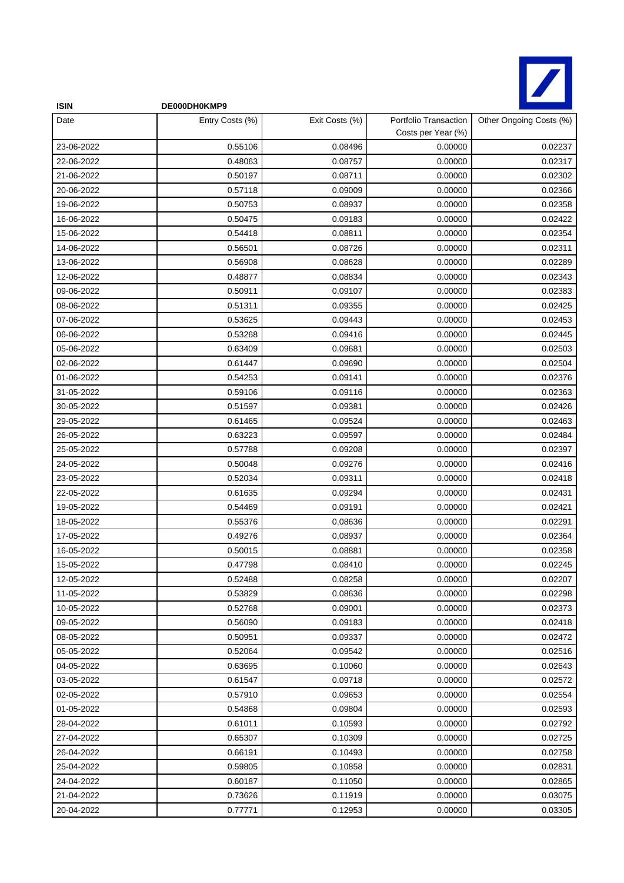| ISIN | DE000DH0KMP9 | | | |
|---|---|---|---|---|
| Date | Entry Costs (%) | Exit Costs (%) | Portfolio Transaction Costs per Year (%) | Other Ongoing Costs (%) |
| 23-06-2022 | 0.55106 | 0.08496 | 0.00000 | 0.02237 |
| 22-06-2022 | 0.48063 | 0.08757 | 0.00000 | 0.02317 |
| 21-06-2022 | 0.50197 | 0.08711 | 0.00000 | 0.02302 |
| 20-06-2022 | 0.57118 | 0.09009 | 0.00000 | 0.02366 |
| 19-06-2022 | 0.50753 | 0.08937 | 0.00000 | 0.02358 |
| 16-06-2022 | 0.50475 | 0.09183 | 0.00000 | 0.02422 |
| 15-06-2022 | 0.54418 | 0.08811 | 0.00000 | 0.02354 |
| 14-06-2022 | 0.56501 | 0.08726 | 0.00000 | 0.02311 |
| 13-06-2022 | 0.56908 | 0.08628 | 0.00000 | 0.02289 |
| 12-06-2022 | 0.48877 | 0.08834 | 0.00000 | 0.02343 |
| 09-06-2022 | 0.50911 | 0.09107 | 0.00000 | 0.02383 |
| 08-06-2022 | 0.51311 | 0.09355 | 0.00000 | 0.02425 |
| 07-06-2022 | 0.53625 | 0.09443 | 0.00000 | 0.02453 |
| 06-06-2022 | 0.53268 | 0.09416 | 0.00000 | 0.02445 |
| 05-06-2022 | 0.63409 | 0.09681 | 0.00000 | 0.02503 |
| 02-06-2022 | 0.61447 | 0.09690 | 0.00000 | 0.02504 |
| 01-06-2022 | 0.54253 | 0.09141 | 0.00000 | 0.02376 |
| 31-05-2022 | 0.59106 | 0.09116 | 0.00000 | 0.02363 |
| 30-05-2022 | 0.51597 | 0.09381 | 0.00000 | 0.02426 |
| 29-05-2022 | 0.61465 | 0.09524 | 0.00000 | 0.02463 |
| 26-05-2022 | 0.63223 | 0.09597 | 0.00000 | 0.02484 |
| 25-05-2022 | 0.57788 | 0.09208 | 0.00000 | 0.02397 |
| 24-05-2022 | 0.50048 | 0.09276 | 0.00000 | 0.02416 |
| 23-05-2022 | 0.52034 | 0.09311 | 0.00000 | 0.02418 |
| 22-05-2022 | 0.61635 | 0.09294 | 0.00000 | 0.02431 |
| 19-05-2022 | 0.54469 | 0.09191 | 0.00000 | 0.02421 |
| 18-05-2022 | 0.55376 | 0.08636 | 0.00000 | 0.02291 |
| 17-05-2022 | 0.49276 | 0.08937 | 0.00000 | 0.02364 |
| 16-05-2022 | 0.50015 | 0.08881 | 0.00000 | 0.02358 |
| 15-05-2022 | 0.47798 | 0.08410 | 0.00000 | 0.02245 |
| 12-05-2022 | 0.52488 | 0.08258 | 0.00000 | 0.02207 |
| 11-05-2022 | 0.53829 | 0.08636 | 0.00000 | 0.02298 |
| 10-05-2022 | 0.52768 | 0.09001 | 0.00000 | 0.02373 |
| 09-05-2022 | 0.56090 | 0.09183 | 0.00000 | 0.02418 |
| 08-05-2022 | 0.50951 | 0.09337 | 0.00000 | 0.02472 |
| 05-05-2022 | 0.52064 | 0.09542 | 0.00000 | 0.02516 |
| 04-05-2022 | 0.63695 | 0.10060 | 0.00000 | 0.02643 |
| 03-05-2022 | 0.61547 | 0.09718 | 0.00000 | 0.02572 |
| 02-05-2022 | 0.57910 | 0.09653 | 0.00000 | 0.02554 |
| 01-05-2022 | 0.54868 | 0.09804 | 0.00000 | 0.02593 |
| 28-04-2022 | 0.61011 | 0.10593 | 0.00000 | 0.02792 |
| 27-04-2022 | 0.65307 | 0.10309 | 0.00000 | 0.02725 |
| 26-04-2022 | 0.66191 | 0.10493 | 0.00000 | 0.02758 |
| 25-04-2022 | 0.59805 | 0.10858 | 0.00000 | 0.02831 |
| 24-04-2022 | 0.60187 | 0.11050 | 0.00000 | 0.02865 |
| 21-04-2022 | 0.73626 | 0.11919 | 0.00000 | 0.03075 |
| 20-04-2022 | 0.77771 | 0.12953 | 0.00000 | 0.03305 |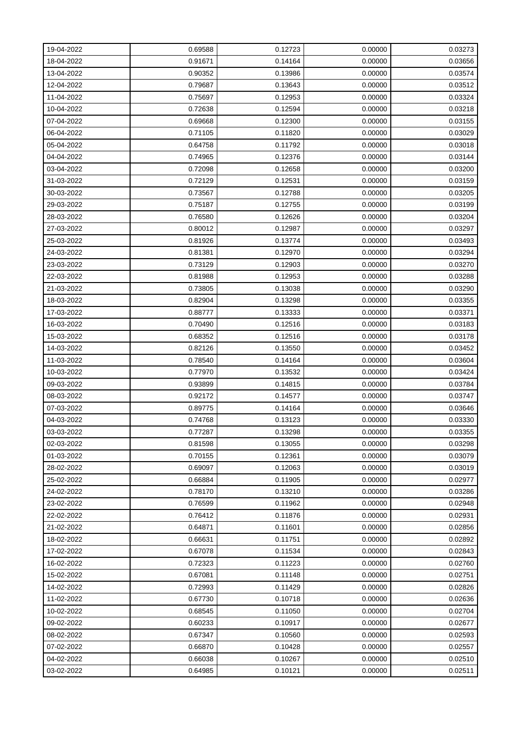| 19-04-2022 | 0.69588 | 0.12723 | 0.00000 | 0.03273 |
|---|---|---|---|---|
| 18-04-2022 | 0.91671 | 0.14164 | 0.00000 | 0.03656 |
| 13-04-2022 | 0.90352 | 0.13986 | 0.00000 | 0.03574 |
| 12-04-2022 | 0.79687 | 0.13643 | 0.00000 | 0.03512 |
| 11-04-2022 | 0.75697 | 0.12953 | 0.00000 | 0.03324 |
| 10-04-2022 | 0.72638 | 0.12594 | 0.00000 | 0.03218 |
| 07-04-2022 | 0.69668 | 0.12300 | 0.00000 | 0.03155 |
| 06-04-2022 | 0.71105 | 0.11820 | 0.00000 | 0.03029 |
| 05-04-2022 | 0.64758 | 0.11792 | 0.00000 | 0.03018 |
| 04-04-2022 | 0.74965 | 0.12376 | 0.00000 | 0.03144 |
| 03-04-2022 | 0.72098 | 0.12658 | 0.00000 | 0.03200 |
| 31-03-2022 | 0.72129 | 0.12531 | 0.00000 | 0.03159 |
| 30-03-2022 | 0.73567 | 0.12788 | 0.00000 | 0.03205 |
| 29-03-2022 | 0.75187 | 0.12755 | 0.00000 | 0.03199 |
| 28-03-2022 | 0.76580 | 0.12626 | 0.00000 | 0.03204 |
| 27-03-2022 | 0.80012 | 0.12987 | 0.00000 | 0.03297 |
| 25-03-2022 | 0.81926 | 0.13774 | 0.00000 | 0.03493 |
| 24-03-2022 | 0.81381 | 0.12970 | 0.00000 | 0.03294 |
| 23-03-2022 | 0.73129 | 0.12903 | 0.00000 | 0.03270 |
| 22-03-2022 | 0.81988 | 0.12953 | 0.00000 | 0.03288 |
| 21-03-2022 | 0.73805 | 0.13038 | 0.00000 | 0.03290 |
| 18-03-2022 | 0.82904 | 0.13298 | 0.00000 | 0.03355 |
| 17-03-2022 | 0.88777 | 0.13333 | 0.00000 | 0.03371 |
| 16-03-2022 | 0.70490 | 0.12516 | 0.00000 | 0.03183 |
| 15-03-2022 | 0.68352 | 0.12516 | 0.00000 | 0.03178 |
| 14-03-2022 | 0.82126 | 0.13550 | 0.00000 | 0.03452 |
| 11-03-2022 | 0.78540 | 0.14164 | 0.00000 | 0.03604 |
| 10-03-2022 | 0.77970 | 0.13532 | 0.00000 | 0.03424 |
| 09-03-2022 | 0.93899 | 0.14815 | 0.00000 | 0.03784 |
| 08-03-2022 | 0.92172 | 0.14577 | 0.00000 | 0.03747 |
| 07-03-2022 | 0.89775 | 0.14164 | 0.00000 | 0.03646 |
| 04-03-2022 | 0.74768 | 0.13123 | 0.00000 | 0.03330 |
| 03-03-2022 | 0.77287 | 0.13298 | 0.00000 | 0.03355 |
| 02-03-2022 | 0.81598 | 0.13055 | 0.00000 | 0.03298 |
| 01-03-2022 | 0.70155 | 0.12361 | 0.00000 | 0.03079 |
| 28-02-2022 | 0.69097 | 0.12063 | 0.00000 | 0.03019 |
| 25-02-2022 | 0.66884 | 0.11905 | 0.00000 | 0.02977 |
| 24-02-2022 | 0.78170 | 0.13210 | 0.00000 | 0.03286 |
| 23-02-2022 | 0.76599 | 0.11962 | 0.00000 | 0.02948 |
| 22-02-2022 | 0.76412 | 0.11876 | 0.00000 | 0.02931 |
| 21-02-2022 | 0.64871 | 0.11601 | 0.00000 | 0.02856 |
| 18-02-2022 | 0.66631 | 0.11751 | 0.00000 | 0.02892 |
| 17-02-2022 | 0.67078 | 0.11534 | 0.00000 | 0.02843 |
| 16-02-2022 | 0.72323 | 0.11223 | 0.00000 | 0.02760 |
| 15-02-2022 | 0.67081 | 0.11148 | 0.00000 | 0.02751 |
| 14-02-2022 | 0.72993 | 0.11429 | 0.00000 | 0.02826 |
| 11-02-2022 | 0.67730 | 0.10718 | 0.00000 | 0.02636 |
| 10-02-2022 | 0.68545 | 0.11050 | 0.00000 | 0.02704 |
| 09-02-2022 | 0.60233 | 0.10917 | 0.00000 | 0.02677 |
| 08-02-2022 | 0.67347 | 0.10560 | 0.00000 | 0.02593 |
| 07-02-2022 | 0.66870 | 0.10428 | 0.00000 | 0.02557 |
| 04-02-2022 | 0.66038 | 0.10267 | 0.00000 | 0.02510 |
| 03-02-2022 | 0.64985 | 0.10121 | 0.00000 | 0.02511 |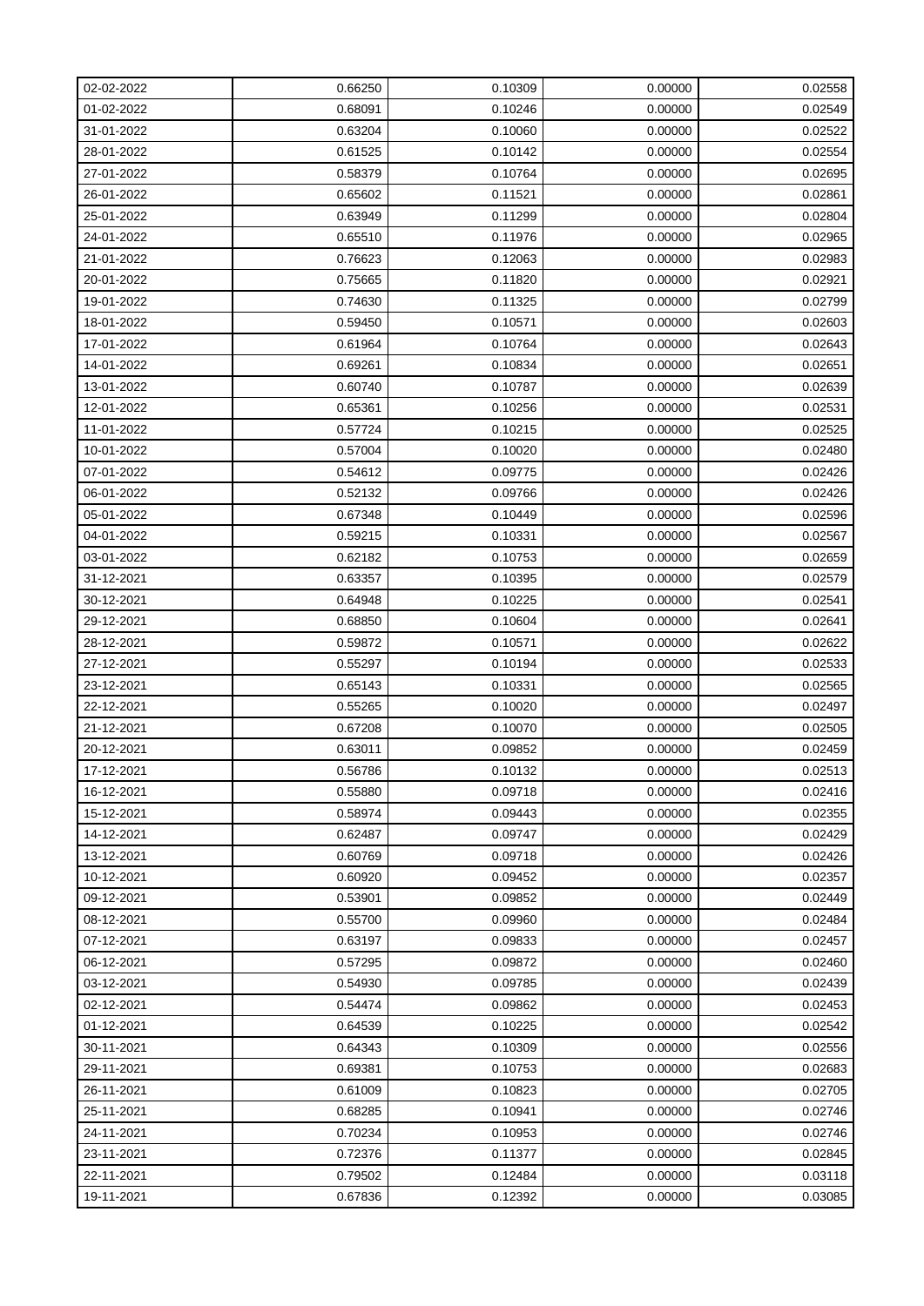| 02-02-2022 | 0.66250 | 0.10309 | 0.00000 | 0.02558 |
|---|---|---|---|---|
| 01-02-2022 | 0.68091 | 0.10246 | 0.00000 | 0.02549 |
| 31-01-2022 | 0.63204 | 0.10060 | 0.00000 | 0.02522 |
| 28-01-2022 | 0.61525 | 0.10142 | 0.00000 | 0.02554 |
| 27-01-2022 | 0.58379 | 0.10764 | 0.00000 | 0.02695 |
| 26-01-2022 | 0.65602 | 0.11521 | 0.00000 | 0.02861 |
| 25-01-2022 | 0.63949 | 0.11299 | 0.00000 | 0.02804 |
| 24-01-2022 | 0.65510 | 0.11976 | 0.00000 | 0.02965 |
| 21-01-2022 | 0.76623 | 0.12063 | 0.00000 | 0.02983 |
| 20-01-2022 | 0.75665 | 0.11820 | 0.00000 | 0.02921 |
| 19-01-2022 | 0.74630 | 0.11325 | 0.00000 | 0.02799 |
| 18-01-2022 | 0.59450 | 0.10571 | 0.00000 | 0.02603 |
| 17-01-2022 | 0.61964 | 0.10764 | 0.00000 | 0.02643 |
| 14-01-2022 | 0.69261 | 0.10834 | 0.00000 | 0.02651 |
| 13-01-2022 | 0.60740 | 0.10787 | 0.00000 | 0.02639 |
| 12-01-2022 | 0.65361 | 0.10256 | 0.00000 | 0.02531 |
| 11-01-2022 | 0.57724 | 0.10215 | 0.00000 | 0.02525 |
| 10-01-2022 | 0.57004 | 0.10020 | 0.00000 | 0.02480 |
| 07-01-2022 | 0.54612 | 0.09775 | 0.00000 | 0.02426 |
| 06-01-2022 | 0.52132 | 0.09766 | 0.00000 | 0.02426 |
| 05-01-2022 | 0.67348 | 0.10449 | 0.00000 | 0.02596 |
| 04-01-2022 | 0.59215 | 0.10331 | 0.00000 | 0.02567 |
| 03-01-2022 | 0.62182 | 0.10753 | 0.00000 | 0.02659 |
| 31-12-2021 | 0.63357 | 0.10395 | 0.00000 | 0.02579 |
| 30-12-2021 | 0.64948 | 0.10225 | 0.00000 | 0.02541 |
| 29-12-2021 | 0.68850 | 0.10604 | 0.00000 | 0.02641 |
| 28-12-2021 | 0.59872 | 0.10571 | 0.00000 | 0.02622 |
| 27-12-2021 | 0.55297 | 0.10194 | 0.00000 | 0.02533 |
| 23-12-2021 | 0.65143 | 0.10331 | 0.00000 | 0.02565 |
| 22-12-2021 | 0.55265 | 0.10020 | 0.00000 | 0.02497 |
| 21-12-2021 | 0.67208 | 0.10070 | 0.00000 | 0.02505 |
| 20-12-2021 | 0.63011 | 0.09852 | 0.00000 | 0.02459 |
| 17-12-2021 | 0.56786 | 0.10132 | 0.00000 | 0.02513 |
| 16-12-2021 | 0.55880 | 0.09718 | 0.00000 | 0.02416 |
| 15-12-2021 | 0.58974 | 0.09443 | 0.00000 | 0.02355 |
| 14-12-2021 | 0.62487 | 0.09747 | 0.00000 | 0.02429 |
| 13-12-2021 | 0.60769 | 0.09718 | 0.00000 | 0.02426 |
| 10-12-2021 | 0.60920 | 0.09452 | 0.00000 | 0.02357 |
| 09-12-2021 | 0.53901 | 0.09852 | 0.00000 | 0.02449 |
| 08-12-2021 | 0.55700 | 0.09960 | 0.00000 | 0.02484 |
| 07-12-2021 | 0.63197 | 0.09833 | 0.00000 | 0.02457 |
| 06-12-2021 | 0.57295 | 0.09872 | 0.00000 | 0.02460 |
| 03-12-2021 | 0.54930 | 0.09785 | 0.00000 | 0.02439 |
| 02-12-2021 | 0.54474 | 0.09862 | 0.00000 | 0.02453 |
| 01-12-2021 | 0.64539 | 0.10225 | 0.00000 | 0.02542 |
| 30-11-2021 | 0.64343 | 0.10309 | 0.00000 | 0.02556 |
| 29-11-2021 | 0.69381 | 0.10753 | 0.00000 | 0.02683 |
| 26-11-2021 | 0.61009 | 0.10823 | 0.00000 | 0.02705 |
| 25-11-2021 | 0.68285 | 0.10941 | 0.00000 | 0.02746 |
| 24-11-2021 | 0.70234 | 0.10953 | 0.00000 | 0.02746 |
| 23-11-2021 | 0.72376 | 0.11377 | 0.00000 | 0.02845 |
| 22-11-2021 | 0.79502 | 0.12484 | 0.00000 | 0.03118 |
| 19-11-2021 | 0.67836 | 0.12392 | 0.00000 | 0.03085 |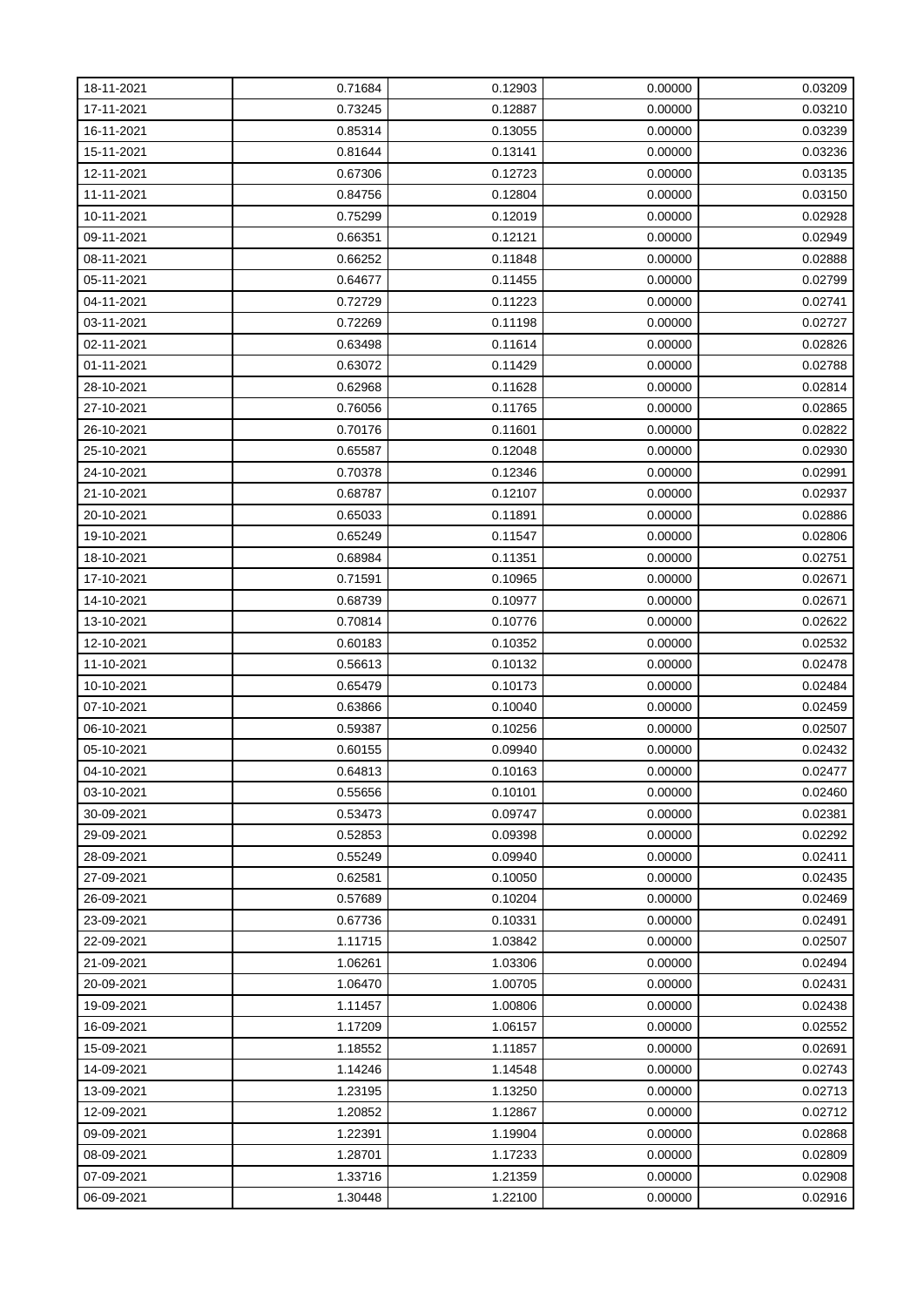| | | | | |
|---|---|---|---|---|
| 18-11-2021 | 0.71684 | 0.12903 | 0.00000 | 0.03209 |
| 17-11-2021 | 0.73245 | 0.12887 | 0.00000 | 0.03210 |
| 16-11-2021 | 0.85314 | 0.13055 | 0.00000 | 0.03239 |
| 15-11-2021 | 0.81644 | 0.13141 | 0.00000 | 0.03236 |
| 12-11-2021 | 0.67306 | 0.12723 | 0.00000 | 0.03135 |
| 11-11-2021 | 0.84756 | 0.12804 | 0.00000 | 0.03150 |
| 10-11-2021 | 0.75299 | 0.12019 | 0.00000 | 0.02928 |
| 09-11-2021 | 0.66351 | 0.12121 | 0.00000 | 0.02949 |
| 08-11-2021 | 0.66252 | 0.11848 | 0.00000 | 0.02888 |
| 05-11-2021 | 0.64677 | 0.11455 | 0.00000 | 0.02799 |
| 04-11-2021 | 0.72729 | 0.11223 | 0.00000 | 0.02741 |
| 03-11-2021 | 0.72269 | 0.11198 | 0.00000 | 0.02727 |
| 02-11-2021 | 0.63498 | 0.11614 | 0.00000 | 0.02826 |
| 01-11-2021 | 0.63072 | 0.11429 | 0.00000 | 0.02788 |
| 28-10-2021 | 0.62968 | 0.11628 | 0.00000 | 0.02814 |
| 27-10-2021 | 0.76056 | 0.11765 | 0.00000 | 0.02865 |
| 26-10-2021 | 0.70176 | 0.11601 | 0.00000 | 0.02822 |
| 25-10-2021 | 0.65587 | 0.12048 | 0.00000 | 0.02930 |
| 24-10-2021 | 0.70378 | 0.12346 | 0.00000 | 0.02991 |
| 21-10-2021 | 0.68787 | 0.12107 | 0.00000 | 0.02937 |
| 20-10-2021 | 0.65033 | 0.11891 | 0.00000 | 0.02886 |
| 19-10-2021 | 0.65249 | 0.11547 | 0.00000 | 0.02806 |
| 18-10-2021 | 0.68984 | 0.11351 | 0.00000 | 0.02751 |
| 17-10-2021 | 0.71591 | 0.10965 | 0.00000 | 0.02671 |
| 14-10-2021 | 0.68739 | 0.10977 | 0.00000 | 0.02671 |
| 13-10-2021 | 0.70814 | 0.10776 | 0.00000 | 0.02622 |
| 12-10-2021 | 0.60183 | 0.10352 | 0.00000 | 0.02532 |
| 11-10-2021 | 0.56613 | 0.10132 | 0.00000 | 0.02478 |
| 10-10-2021 | 0.65479 | 0.10173 | 0.00000 | 0.02484 |
| 07-10-2021 | 0.63866 | 0.10040 | 0.00000 | 0.02459 |
| 06-10-2021 | 0.59387 | 0.10256 | 0.00000 | 0.02507 |
| 05-10-2021 | 0.60155 | 0.09940 | 0.00000 | 0.02432 |
| 04-10-2021 | 0.64813 | 0.10163 | 0.00000 | 0.02477 |
| 03-10-2021 | 0.55656 | 0.10101 | 0.00000 | 0.02460 |
| 30-09-2021 | 0.53473 | 0.09747 | 0.00000 | 0.02381 |
| 29-09-2021 | 0.52853 | 0.09398 | 0.00000 | 0.02292 |
| 28-09-2021 | 0.55249 | 0.09940 | 0.00000 | 0.02411 |
| 27-09-2021 | 0.62581 | 0.10050 | 0.00000 | 0.02435 |
| 26-09-2021 | 0.57689 | 0.10204 | 0.00000 | 0.02469 |
| 23-09-2021 | 0.67736 | 0.10331 | 0.00000 | 0.02491 |
| 22-09-2021 | 1.11715 | 1.03842 | 0.00000 | 0.02507 |
| 21-09-2021 | 1.06261 | 1.03306 | 0.00000 | 0.02494 |
| 20-09-2021 | 1.06470 | 1.00705 | 0.00000 | 0.02431 |
| 19-09-2021 | 1.11457 | 1.00806 | 0.00000 | 0.02438 |
| 16-09-2021 | 1.17209 | 1.06157 | 0.00000 | 0.02552 |
| 15-09-2021 | 1.18552 | 1.11857 | 0.00000 | 0.02691 |
| 14-09-2021 | 1.14246 | 1.14548 | 0.00000 | 0.02743 |
| 13-09-2021 | 1.23195 | 1.13250 | 0.00000 | 0.02713 |
| 12-09-2021 | 1.20852 | 1.12867 | 0.00000 | 0.02712 |
| 09-09-2021 | 1.22391 | 1.19904 | 0.00000 | 0.02868 |
| 08-09-2021 | 1.28701 | 1.17233 | 0.00000 | 0.02809 |
| 07-09-2021 | 1.33716 | 1.21359 | 0.00000 | 0.02908 |
| 06-09-2021 | 1.30448 | 1.22100 | 0.00000 | 0.02916 |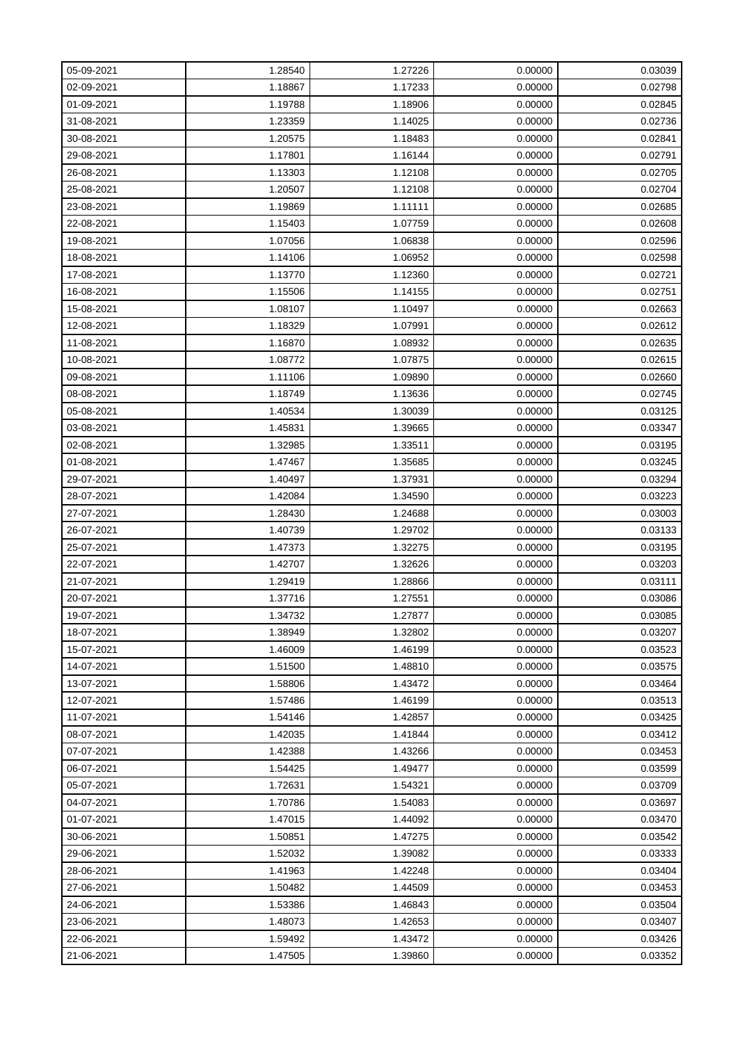| 05-09-2021 | 1.28540 | 1.27226 | 0.00000 | 0.03039 |
|---|---|---|---|---|
| 02-09-2021 | 1.18867 | 1.17233 | 0.00000 | 0.02798 |
| 01-09-2021 | 1.19788 | 1.18906 | 0.00000 | 0.02845 |
| 31-08-2021 | 1.23359 | 1.14025 | 0.00000 | 0.02736 |
| 30-08-2021 | 1.20575 | 1.18483 | 0.00000 | 0.02841 |
| 29-08-2021 | 1.17801 | 1.16144 | 0.00000 | 0.02791 |
| 26-08-2021 | 1.13303 | 1.12108 | 0.00000 | 0.02705 |
| 25-08-2021 | 1.20507 | 1.12108 | 0.00000 | 0.02704 |
| 23-08-2021 | 1.19869 | 1.11111 | 0.00000 | 0.02685 |
| 22-08-2021 | 1.15403 | 1.07759 | 0.00000 | 0.02608 |
| 19-08-2021 | 1.07056 | 1.06838 | 0.00000 | 0.02596 |
| 18-08-2021 | 1.14106 | 1.06952 | 0.00000 | 0.02598 |
| 17-08-2021 | 1.13770 | 1.12360 | 0.00000 | 0.02721 |
| 16-08-2021 | 1.15506 | 1.14155 | 0.00000 | 0.02751 |
| 15-08-2021 | 1.08107 | 1.10497 | 0.00000 | 0.02663 |
| 12-08-2021 | 1.18329 | 1.07991 | 0.00000 | 0.02612 |
| 11-08-2021 | 1.16870 | 1.08932 | 0.00000 | 0.02635 |
| 10-08-2021 | 1.08772 | 1.07875 | 0.00000 | 0.02615 |
| 09-08-2021 | 1.11106 | 1.09890 | 0.00000 | 0.02660 |
| 08-08-2021 | 1.18749 | 1.13636 | 0.00000 | 0.02745 |
| 05-08-2021 | 1.40534 | 1.30039 | 0.00000 | 0.03125 |
| 03-08-2021 | 1.45831 | 1.39665 | 0.00000 | 0.03347 |
| 02-08-2021 | 1.32985 | 1.33511 | 0.00000 | 0.03195 |
| 01-08-2021 | 1.47467 | 1.35685 | 0.00000 | 0.03245 |
| 29-07-2021 | 1.40497 | 1.37931 | 0.00000 | 0.03294 |
| 28-07-2021 | 1.42084 | 1.34590 | 0.00000 | 0.03223 |
| 27-07-2021 | 1.28430 | 1.24688 | 0.00000 | 0.03003 |
| 26-07-2021 | 1.40739 | 1.29702 | 0.00000 | 0.03133 |
| 25-07-2021 | 1.47373 | 1.32275 | 0.00000 | 0.03195 |
| 22-07-2021 | 1.42707 | 1.32626 | 0.00000 | 0.03203 |
| 21-07-2021 | 1.29419 | 1.28866 | 0.00000 | 0.03111 |
| 20-07-2021 | 1.37716 | 1.27551 | 0.00000 | 0.03086 |
| 19-07-2021 | 1.34732 | 1.27877 | 0.00000 | 0.03085 |
| 18-07-2021 | 1.38949 | 1.32802 | 0.00000 | 0.03207 |
| 15-07-2021 | 1.46009 | 1.46199 | 0.00000 | 0.03523 |
| 14-07-2021 | 1.51500 | 1.48810 | 0.00000 | 0.03575 |
| 13-07-2021 | 1.58806 | 1.43472 | 0.00000 | 0.03464 |
| 12-07-2021 | 1.57486 | 1.46199 | 0.00000 | 0.03513 |
| 11-07-2021 | 1.54146 | 1.42857 | 0.00000 | 0.03425 |
| 08-07-2021 | 1.42035 | 1.41844 | 0.00000 | 0.03412 |
| 07-07-2021 | 1.42388 | 1.43266 | 0.00000 | 0.03453 |
| 06-07-2021 | 1.54425 | 1.49477 | 0.00000 | 0.03599 |
| 05-07-2021 | 1.72631 | 1.54321 | 0.00000 | 0.03709 |
| 04-07-2021 | 1.70786 | 1.54083 | 0.00000 | 0.03697 |
| 01-07-2021 | 1.47015 | 1.44092 | 0.00000 | 0.03470 |
| 30-06-2021 | 1.50851 | 1.47275 | 0.00000 | 0.03542 |
| 29-06-2021 | 1.52032 | 1.39082 | 0.00000 | 0.03333 |
| 28-06-2021 | 1.41963 | 1.42248 | 0.00000 | 0.03404 |
| 27-06-2021 | 1.50482 | 1.44509 | 0.00000 | 0.03453 |
| 24-06-2021 | 1.53386 | 1.46843 | 0.00000 | 0.03504 |
| 23-06-2021 | 1.48073 | 1.42653 | 0.00000 | 0.03407 |
| 22-06-2021 | 1.59492 | 1.43472 | 0.00000 | 0.03426 |
| 21-06-2021 | 1.47505 | 1.39860 | 0.00000 | 0.03352 |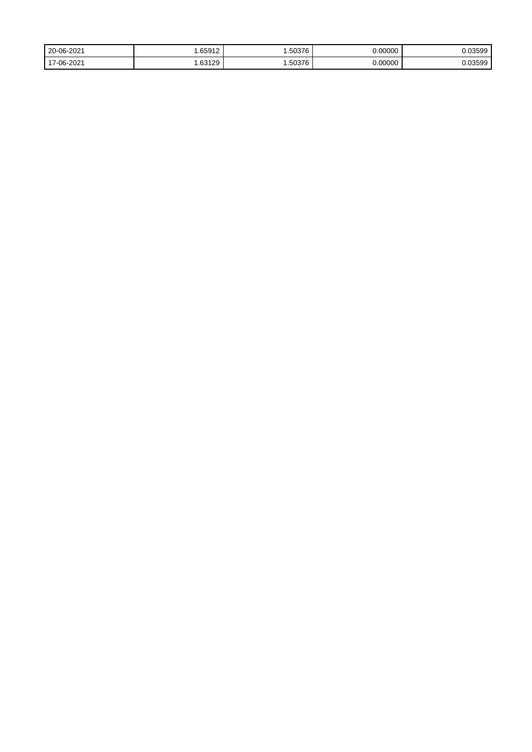| | | | | |
|---|---|---|---|---|
| 20-06-2021 | 1.65912 | 1.50376 | 0.00000 | 0.03599 |
| 17-06-2021 | 1.63129 | 1.50376 | 0.00000 | 0.03599 |